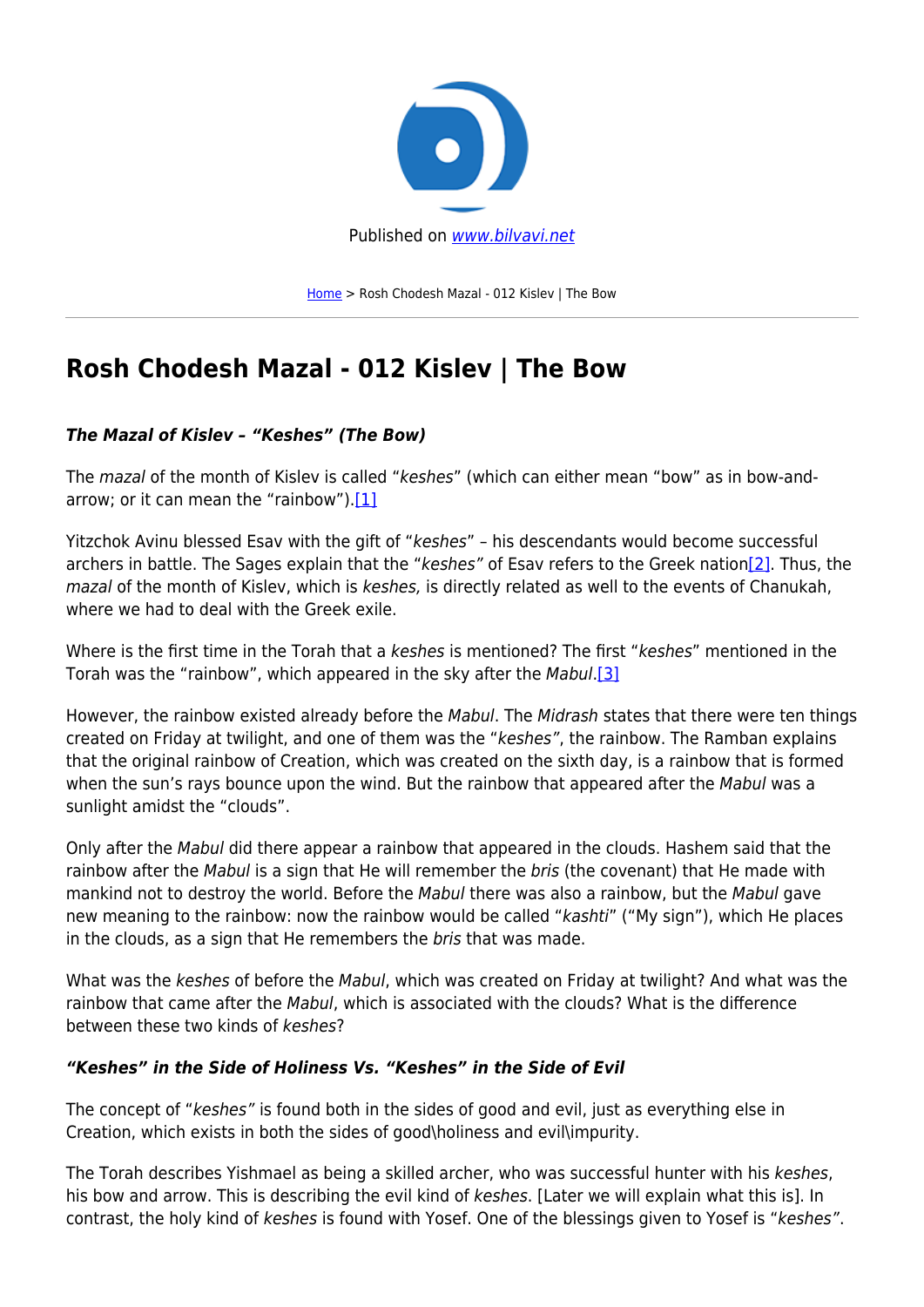Published on www.bilvavi.net

Home > Rosh Chodesh Mazal - 012 Kislev | The Bow

# Rosh Chodesh Mazal - 012 Kislev | The Bow

### *The Mazal of Kislev – "Keshes" (The Bow)*

The *mazal* of the month of Kislev is called "*keshes*" (which can either mean "bow" as in bow-and-arrow; or it can mean the "rainbow").[1]

Yitzchok Avinu blessed Esav with the gift of "*keshes*" – his descendants would become successful archers in battle. The Sages explain that the "*keshes*" of Esav refers to the Greek nation[2]. Thus, the *mazal* of the month of Kislev, which is *keshes,* is directly related as well to the events of Chanukah, where we had to deal with the Greek exile.

Where is the first time in the Torah that a *keshes* is mentioned? The first "*keshes*" mentioned in the Torah was the "rainbow", which appeared in the sky after the *Mabul*.[3]

However, the rainbow existed already before the *Mabul*. The *Midrash* states that there were ten things created on Friday at twilight, and one of them was the "*keshes"*, the rainbow. The Ramban explains that the original rainbow of Creation, which was created on the sixth day, is a rainbow that is formed when the sun's rays bounce upon the wind. But the rainbow that appeared after the *Mabul* was a sunlight amidst the "clouds".

Only after the *Mabul* did there appear a rainbow that appeared in the clouds. Hashem said that the rainbow after the *Mabul* is a sign that He will remember the *bris* (the covenant) that He made with mankind not to destroy the world. Before the *Mabul* there was also a rainbow, but the *Mabul* gave new meaning to the rainbow: now the rainbow would be called "*kashti*" ("My sign"), which He places in the clouds, as a sign that He remembers the *bris* that was made.

What was the *keshes* of before the *Mabul*, which was created on Friday at twilight? And what was the rainbow that came after the *Mabul*, which is associated with the clouds? What is the difference between these two kinds of *keshes*?

### *"Keshes" in the Side of Holiness Vs. "Keshes" in the Side of Evil*

The concept of "*keshes"* is found both in the sides of good and evil, just as everything else in Creation, which exists in both the sides of good\holiness and evil\impurity.

The Torah describes Yishmael as being a skilled archer, who was successful hunter with his *keshes*, his bow and arrow. This is describing the evil kind of *keshes*. [Later we will explain what this is]. In contrast, the holy kind of *keshes* is found with Yosef. One of the blessings given to Yosef is "*keshes*".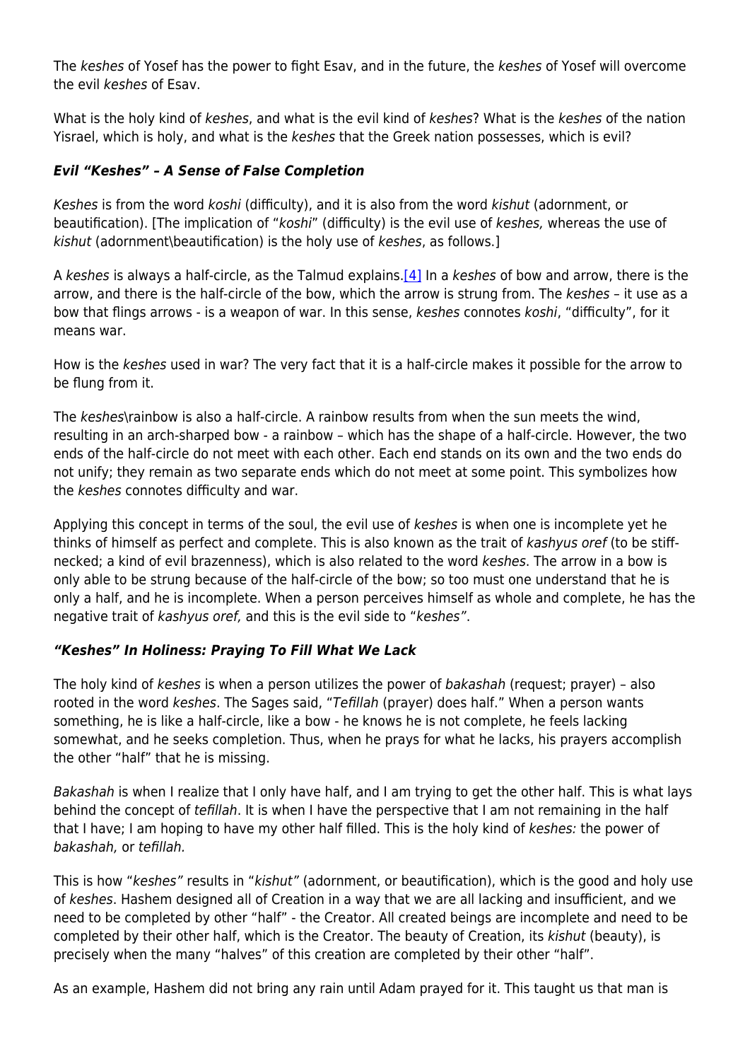The *keshes* of Yosef has the power to fight Esav, and in the future, the *keshes* of Yosef will overcome the evil *keshes* of Esav.

What is the holy kind of *keshes*, and what is the evil kind of *keshes*? What is the *keshes* of the nation Yisrael, which is holy, and what is the *keshes* that the Greek nation possesses, which is evil?

### *Evil "Keshes" – A Sense of False Completion*

*Keshes* is from the word *koshi* (difficulty), and it is also from the word *kishut* (adornment, or beautification). [The implication of "*koshi*" (difficulty) is the evil use of *keshes,* whereas the use of *kishut* (adornment\beautification) is the holy use of *keshes*, as follows.]

A *keshes* is always a half-circle, as the Talmud explains.[4] In a *keshes* of bow and arrow, there is the arrow, and there is the half-circle of the bow, which the arrow is strung from. The *keshes* – it use as a bow that flings arrows - is a weapon of war. In this sense, *keshes* connotes *koshi*, "difficulty", for it means war.

How is the *keshes* used in war? The very fact that it is a half-circle makes it possible for the arrow to be flung from it.

The *keshes*\rainbow is also a half-circle. A rainbow results from when the sun meets the wind, resulting in an arch-sharped bow - a rainbow – which has the shape of a half-circle. However, the two ends of the half-circle do not meet with each other. Each end stands on its own and the two ends do not unify; they remain as two separate ends which do not meet at some point. This symbolizes how the *keshes* connotes difficulty and war.

Applying this concept in terms of the soul, the evil use of *keshes* is when one is incomplete yet he thinks of himself as perfect and complete. This is also known as the trait of *kashyus oref* (to be stiff-necked; a kind of evil brazenness), which is also related to the word *keshes*. The arrow in a bow is only able to be strung because of the half-circle of the bow; so too must one understand that he is only a half, and he is incomplete. When a person perceives himself as whole and complete, he has the negative trait of *kashyus oref,* and this is the evil side to "*keshes"*.

### *"Keshes" In Holiness: Praying To Fill What We Lack*

The holy kind of *keshes* is when a person utilizes the power of *bakashah* (request; prayer) – also rooted in the word *keshes*. The Sages said, "*Tefillah* (prayer) does half." When a person wants something, he is like a half-circle, like a bow - he knows he is not complete, he feels lacking somewhat, and he seeks completion. Thus, when he prays for what he lacks, his prayers accomplish the other "half" that he is missing.

*Bakashah* is when I realize that I only have half, and I am trying to get the other half. This is what lays behind the concept of *tefillah*. It is when I have the perspective that I am not remaining in the half that I have; I am hoping to have my other half filled. This is the holy kind of *keshes:* the power of *bakashah,* or *tefillah.*

This is how "*keshes"* results in "*kishut"* (adornment, or beautification), which is the good and holy use of *keshes*. Hashem designed all of Creation in a way that we are all lacking and insufficient, and we need to be completed by other "half" - the Creator. All created beings are incomplete and need to be completed by their other half, which is the Creator. The beauty of Creation, its *kishut* (beauty), is precisely when the many "halves" of this creation are completed by their other "half".

As an example, Hashem did not bring any rain until Adam prayed for it. This taught us that man is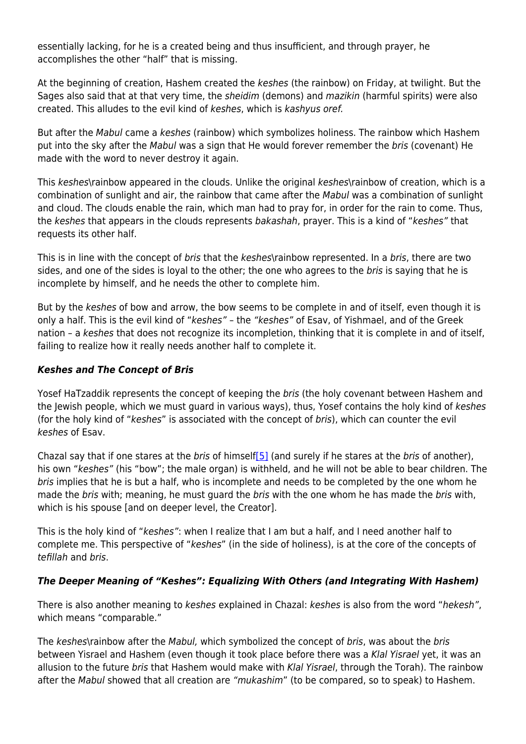essentially lacking, for he is a created being and thus insufficient, and through prayer, he accomplishes the other "half" that is missing.

At the beginning of creation, Hashem created the *keshes* (the rainbow) on Friday, at twilight. But the Sages also said that at that very time, the *sheidim* (demons) and *mazikin* (harmful spirits) were also created. This alludes to the evil kind of *keshes*, which is *kashyus oref.*

But after the *Mabul* came a *keshes* (rainbow) which symbolizes holiness. The rainbow which Hashem put into the sky after the *Mabul* was a sign that He would forever remember the *bris* (covenant) He made with the word to never destroy it again.

This *keshes*\rainbow appeared in the clouds. Unlike the original *keshes*\rainbow of creation, which is a combination of sunlight and air, the rainbow that came after the *Mabul* was a combination of sunlight and cloud. The clouds enable the rain, which man had to pray for, in order for the rain to come. Thus, the *keshes* that appears in the clouds represents *bakashah*, prayer. This is a kind of "*keshes"* that requests its other half.

This is in line with the concept of *bris* that the *keshes*\rainbow represented. In a *bris*, there are two sides, and one of the sides is loyal to the other; the one who agrees to the *bris* is saying that he is incomplete by himself, and he needs the other to complete him.

But by the *keshes* of bow and arrow, the bow seems to be complete in and of itself, even though it is only a half. This is the evil kind of "*keshes"* – the *"keshes"* of Esav, of Yishmael, and of the Greek nation – a *keshes* that does not recognize its incompletion, thinking that it is complete in and of itself, failing to realize how it really needs another half to complete it.

### ***Keshes and The Concept of Bris***

Yosef HaTzaddik represents the concept of keeping the *bris* (the holy covenant between Hashem and the Jewish people, which we must guard in various ways), thus, Yosef contains the holy kind of *keshes* (for the holy kind of "*keshes*" is associated with the concept of *bris*), which can counter the evil *keshes* of Esav.

Chazal say that if one stares at the *bris* of himself[5] (and surely if he stares at the *bris* of another), his own "*keshes"* (his "bow"; the male organ) is withheld, and he will not be able to bear children. The *bris* implies that he is but a half, who is incomplete and needs to be completed by the one whom he made the *bris* with; meaning, he must guard the *bris* with the one whom he has made the *bris* with, which is his spouse [and on deeper level, the Creator].

This is the holy kind of "*keshes"*: when I realize that I am but a half, and I need another half to complete me. This perspective of "*keshes*" (in the side of holiness), is at the core of the concepts of *tefillah* and *bris*.

### ***The Deeper Meaning of "Keshes": Equalizing With Others (and Integrating With Hashem)***

There is also another meaning to *keshes* explained in Chazal: *keshes* is also from the word "*hekesh"*, which means "comparable."

The *keshes*\rainbow after the *Mabul,* which symbolized the concept of *bris*, was about the *bris* between Yisrael and Hashem (even though it took place before there was a *Klal Yisrael* yet, it was an allusion to the future *bris* that Hashem would make with *Klal Yisrael*, through the Torah). The rainbow after the *Mabul* showed that all creation are *"mukashim*" (to be compared, so to speak) to Hashem.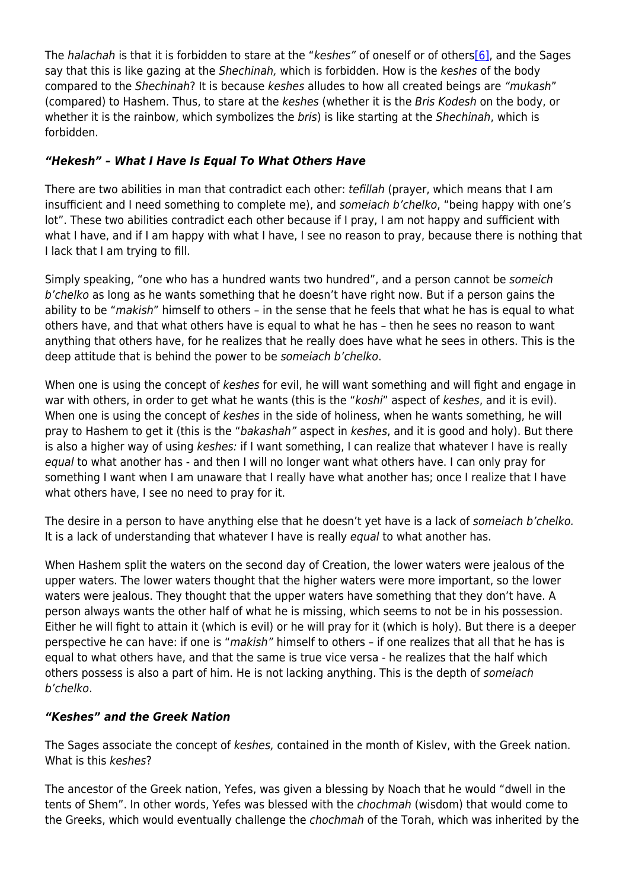The *halachah* is that it is forbidden to stare at the "*keshes"* of oneself or of others[6], and the Sages say that this is like gazing at the *Shechinah,* which is forbidden. How is the *keshes* of the body compared to the *Shechinah*? It is because *keshes* alludes to how all created beings are *"mukash"* (compared) to Hashem. Thus, to stare at the *keshes* (whether it is the *Bris Kodesh* on the body, or whether it is the rainbow, which symbolizes the *bris*) is like starting at the *Shechinah*, which is forbidden.

### *"Hekesh" – What I Have Is Equal To What Others Have*

There are two abilities in man that contradict each other: *tefillah* (prayer, which means that I am insufficient and I need something to complete me), and *someiach b'chelko*, "being happy with one's lot". These two abilities contradict each other because if I pray, I am not happy and sufficient with what I have, and if I am happy with what I have, I see no reason to pray, because there is nothing that I lack that I am trying to fill.

Simply speaking, "one who has a hundred wants two hundred", and a person cannot be *someich b'chelko* as long as he wants something that he doesn't have right now. But if a person gains the ability to be "*makish*" himself to others – in the sense that he feels that what he has is equal to what others have, and that what others have is equal to what he has – then he sees no reason to want anything that others have, for he realizes that he really does have what he sees in others. This is the deep attitude that is behind the power to be *someiach b'chelko*.

When one is using the concept of *keshes* for evil, he will want something and will fight and engage in war with others, in order to get what he wants (this is the "*koshi*" aspect of *keshes*, and it is evil). When one is using the concept of *keshes* in the side of holiness, when he wants something, he will pray to Hashem to get it (this is the "*bakashah"* aspect in *keshes*, and it is good and holy). But there is also a higher way of using *keshes:* if I want something, I can realize that whatever I have is really *equal* to what another has - and then I will no longer want what others have. I can only pray for something I want when I am unaware that I really have what another has; once I realize that I have what others have, I see no need to pray for it.

The desire in a person to have anything else that he doesn't yet have is a lack of *someiach b'chelko.* It is a lack of understanding that whatever I have is really *equal* to what another has.

When Hashem split the waters on the second day of Creation, the lower waters were jealous of the upper waters. The lower waters thought that the higher waters were more important, so the lower waters were jealous. They thought that the upper waters have something that they don't have. A person always wants the other half of what he is missing, which seems to not be in his possession. Either he will fight to attain it (which is evil) or he will pray for it (which is holy). But there is a deeper perspective he can have: if one is "*makish"* himself to others – if one realizes that all that he has is equal to what others have, and that the same is true vice versa - he realizes that the half which others possess is also a part of him. He is not lacking anything. This is the depth of *someiach b'chelko*.

### *"Keshes" and the Greek Nation*

The Sages associate the concept of *keshes,* contained in the month of Kislev, with the Greek nation. What is this *keshes*?

The ancestor of the Greek nation, Yefes, was given a blessing by Noach that he would "dwell in the tents of Shem". In other words, Yefes was blessed with the *chochmah* (wisdom) that would come to the Greeks, which would eventually challenge the *chochmah* of the Torah, which was inherited by the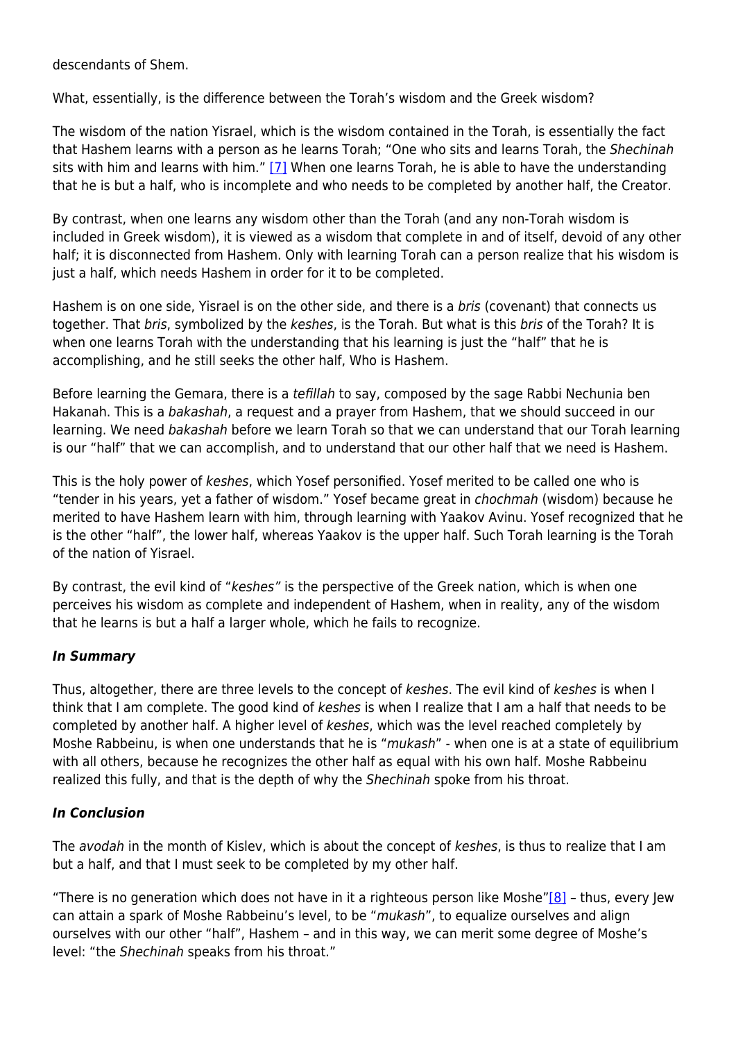descendants of Shem.

What, essentially, is the difference between the Torah's wisdom and the Greek wisdom?

The wisdom of the nation Yisrael, which is the wisdom contained in the Torah, is essentially the fact that Hashem learns with a person as he learns Torah; "One who sits and learns Torah, the *Shechinah* sits with him and learns with him." [7] When one learns Torah, he is able to have the understanding that he is but a half, who is incomplete and who needs to be completed by another half, the Creator.

By contrast, when one learns any wisdom other than the Torah (and any non-Torah wisdom is included in Greek wisdom), it is viewed as a wisdom that complete in and of itself, devoid of any other half; it is disconnected from Hashem. Only with learning Torah can a person realize that his wisdom is just a half, which needs Hashem in order for it to be completed.

Hashem is on one side, Yisrael is on the other side, and there is a *bris* (covenant) that connects us together. That *bris*, symbolized by the *keshes*, is the Torah. But what is this *bris* of the Torah? It is when one learns Torah with the understanding that his learning is just the "half" that he is accomplishing, and he still seeks the other half, Who is Hashem.

Before learning the Gemara, there is a *tefillah* to say, composed by the sage Rabbi Nechunia ben Hakanah. This is a *bakashah*, a request and a prayer from Hashem, that we should succeed in our learning. We need *bakashah* before we learn Torah so that we can understand that our Torah learning is our "half" that we can accomplish, and to understand that our other half that we need is Hashem.

This is the holy power of *keshes*, which Yosef personified. Yosef merited to be called one who is "tender in his years, yet a father of wisdom." Yosef became great in *chochmah* (wisdom) because he merited to have Hashem learn with him, through learning with Yaakov Avinu. Yosef recognized that he is the other "half", the lower half, whereas Yaakov is the upper half. Such Torah learning is the Torah of the nation of Yisrael.

By contrast, the evil kind of "*keshes"* is the perspective of the Greek nation, which is when one perceives his wisdom as complete and independent of Hashem, when in reality, any of the wisdom that he learns is but a half a larger whole, which he fails to recognize.

### ***In Summary***

Thus, altogether, there are three levels to the concept of *keshes*. The evil kind of *keshes* is when I think that I am complete. The good kind of *keshes* is when I realize that I am a half that needs to be completed by another half. A higher level of *keshes*, which was the level reached completely by Moshe Rabbeinu, is when one understands that he is "*mukash*" - when one is at a state of equilibrium with all others, because he recognizes the other half as equal with his own half. Moshe Rabbeinu realized this fully, and that is the depth of why the *Shechinah* spoke from his throat.

### ***In Conclusion***

The *avodah* in the month of Kislev, which is about the concept of *keshes*, is thus to realize that I am but a half, and that I must seek to be completed by my other half.

"There is no generation which does not have in it a righteous person like Moshe"[8] – thus, every Jew can attain a spark of Moshe Rabbeinu's level, to be "*mukash*", to equalize ourselves and align ourselves with our other "half", Hashem – and in this way, we can merit some degree of Moshe's level: "the *Shechinah* speaks from his throat."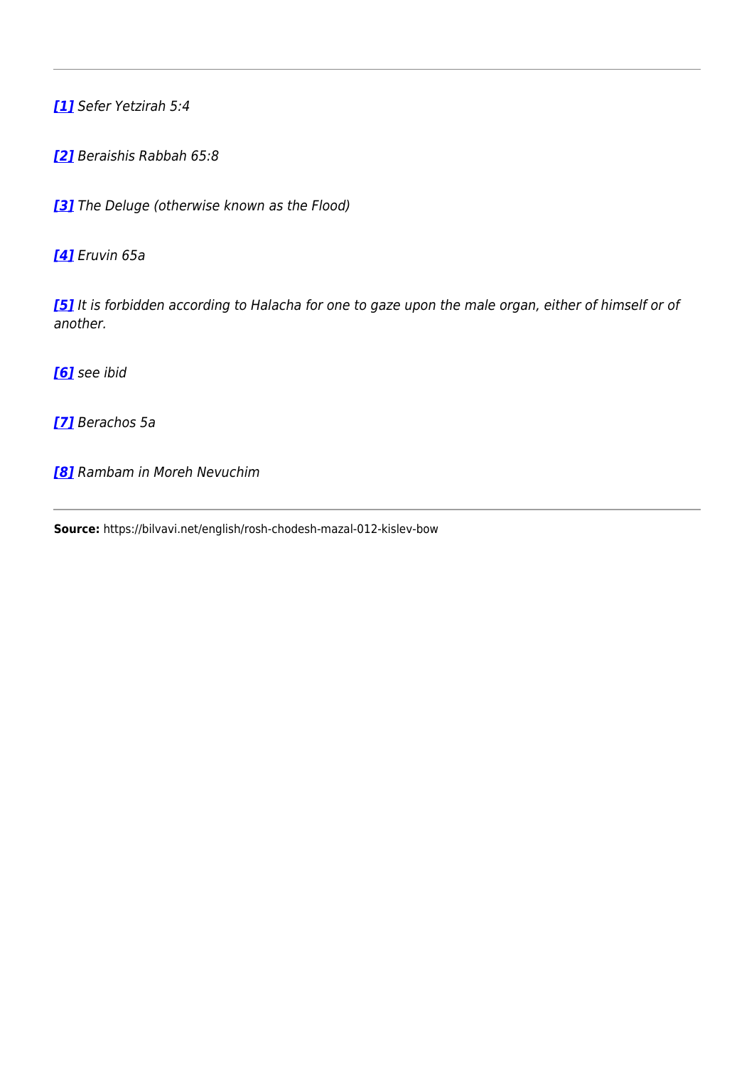---

*[1] Sefer Yetzirah 5:4*

*[2] Beraishis Rabbah 65:8*

*[3] The Deluge (otherwise known as the Flood)*

*[4] Eruvin 65a*

*[5] It is forbidden according to Halacha for one to gaze upon the male organ, either of himself or of another.*

*[6] see ibid*

*[7] Berachos 5a*

*[8] Rambam in Moreh Nevuchim*

---

**Source:** https://bilvavi.net/english/rosh-chodesh-mazal-012-kislev-bow